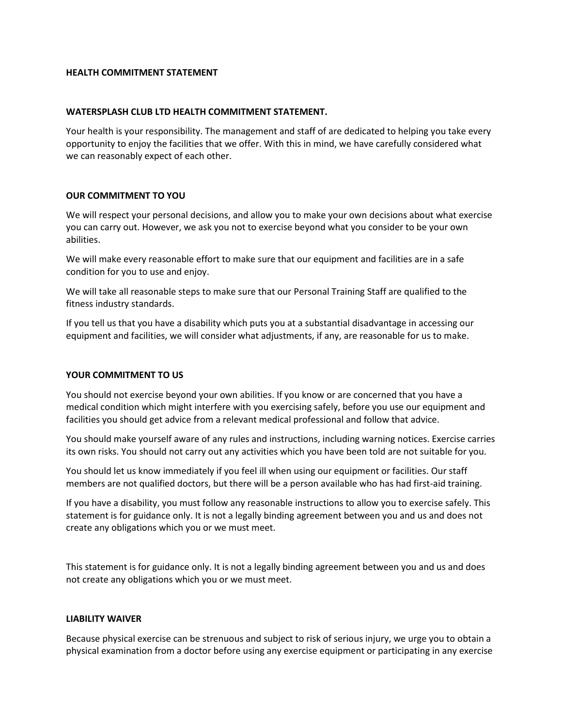# HEALTH COMMITMENT STATEMENT

## WATERSPLASH CLUB LTD HEALTH COMMITMENT STATEMENT.

Your health is your responsibility. The management and staff of are dedicated to helping you take every opportunity to enjoy the facilities that we offer. With this in mind, we have carefully considered what we can reasonably expect of each other.

## OUR COMMITMENT TO YOU

We will respect your personal decisions, and allow you to make your own decisions about what exercise you can carry out. However, we ask you not to exercise beyond what you consider to be your own abilities.

We will make every reasonable effort to make sure that our equipment and facilities are in a safe condition for you to use and enjoy.

We will take all reasonable steps to make sure that our Personal Training Staff are qualified to the fitness industry standards.

If you tell us that you have a disability which puts you at a substantial disadvantage in accessing our equipment and facilities, we will consider what adjustments, if any, are reasonable for us to make.

## YOUR COMMITMENT TO US

You should not exercise beyond your own abilities. If you know or are concerned that you have a medical condition which might interfere with you exercising safely, before you use our equipment and facilities you should get advice from a relevant medical professional and follow that advice.

You should make yourself aware of any rules and instructions, including warning notices. Exercise carries its own risks. You should not carry out any activities which you have been told are not suitable for you.

You should let us know immediately if you feel ill when using our equipment or facilities. Our staff members are not qualified doctors, but there will be a person available who has had first-aid training.

If you have a disability, you must follow any reasonable instructions to allow you to exercise safely. This statement is for guidance only. It is not a legally binding agreement between you and us and does not create any obligations which you or we must meet.

This statement is for guidance only. It is not a legally binding agreement between you and us and does not create any obligations which you or we must meet.

## LIABILITY WAIVER

Because physical exercise can be strenuous and subject to risk of serious injury, we urge you to obtain a physical examination from a doctor before using any exercise equipment or participating in any exercise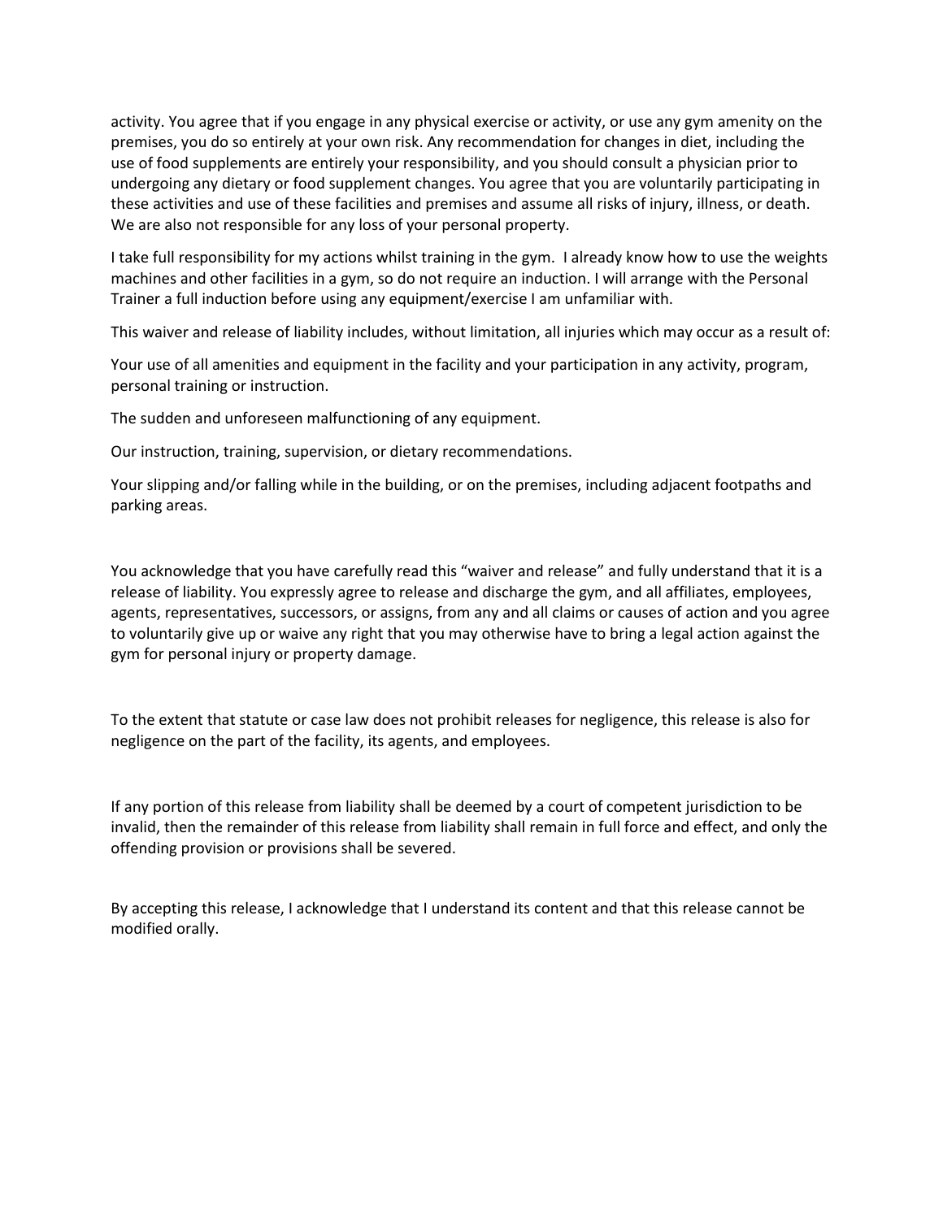activity. You agree that if you engage in any physical exercise or activity, or use any gym amenity on the premises, you do so entirely at your own risk. Any recommendation for changes in diet, including the use of food supplements are entirely your responsibility, and you should consult a physician prior to undergoing any dietary or food supplement changes. You agree that you are voluntarily participating in these activities and use of these facilities and premises and assume all risks of injury, illness, or death. We are also not responsible for any loss of your personal property.

I take full responsibility for my actions whilst training in the gym. I already know how to use the weights machines and other facilities in a gym, so do not require an induction. I will arrange with the Personal Trainer a full induction before using any equipment/exercise I am unfamiliar with.

This waiver and release of liability includes, without limitation, all injuries which may occur as a result of:

Your use of all amenities and equipment in the facility and your participation in any activity, program, personal training or instruction.

The sudden and unforeseen malfunctioning of any equipment.

Our instruction, training, supervision, or dietary recommendations.

Your slipping and/or falling while in the building, or on the premises, including adjacent footpaths and parking areas.

You acknowledge that you have carefully read this "waiver and release" and fully understand that it is a release of liability. You expressly agree to release and discharge the gym, and all affiliates, employees, agents, representatives, successors, or assigns, from any and all claims or causes of action and you agree to voluntarily give up or waive any right that you may otherwise have to bring a legal action against the gym for personal injury or property damage.

To the extent that statute or case law does not prohibit releases for negligence, this release is also for negligence on the part of the facility, its agents, and employees.

If any portion of this release from liability shall be deemed by a court of competent jurisdiction to be invalid, then the remainder of this release from liability shall remain in full force and effect, and only the offending provision or provisions shall be severed.

By accepting this release, I acknowledge that I understand its content and that this release cannot be modified orally.